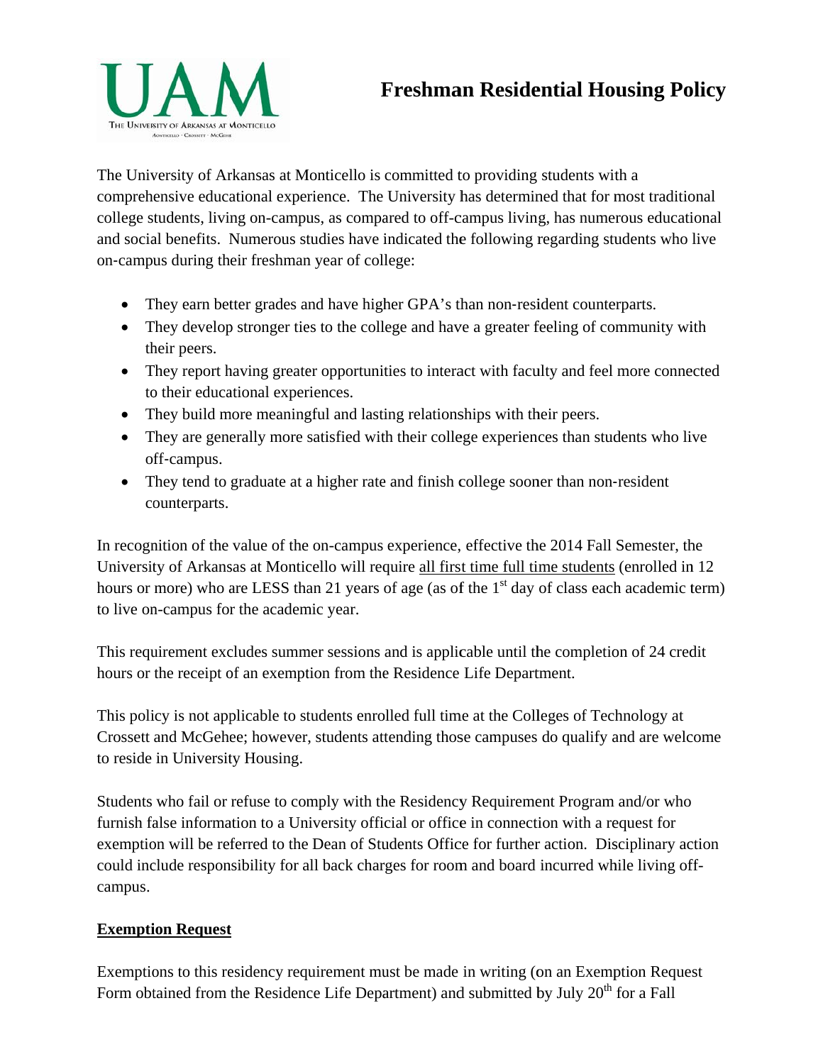# Freshman Residential Housing Policy

The University of Arkansas at Monticello is committed to providing students with a comprehensive educational experience. The University has determined that for most traditional college students, living on-campus, as compared to off-campus living, has numerous educational and social benefits. Numerous studies have indicated the following regarding students who live on-campus during their freshman year of college:

- They earn better grades and have higher GPA's than non-resident counterparts.
- They develop stronger ties to the college and have a greater feeling of community with their peers.
- They report having greater opportunities to interact with faculty and feel more connected to their educational experiences.
- They build more meaningful and lasting relationships with their peers.
- They are generally more satisfied with their college experiences than students who live off-campus.
- They tend to graduate at a higher rate and finish college sooner than non-resident counterparts.

In recognition of the value of the on-campus experience, effective the 2014 Fall Semester, the University of Arkansas at Monticello will require <u>all first time full time students</u> (enrolled in 12 hours or more) who are LESS than 21 years of age (as of the 1st day of class each academic term) to live on-campus for the academic year.

This requirement excludes summer sessions and is applicable until the completion of 24 credit hours or the receipt of an exemption from the Residence Life Department.

This policy is not applicable to students enrolled full time at the Colleges of Technology at Crossett and McGehee; however, students attending those campuses do qualify and are welcome to reside in University Housing.

Students who fail or refuse to comply with the Residency Requirement Program and/or who furnish false information to a University official or office in connection with a request for exemption will be referred to the Dean of Students Office for further action. Disciplinary action could include responsibility for all back charges for room and board incurred while living off-campus.

## Exemption Request

Exemptions to this residency requirement must be made in writing (on an Exemption Request Form obtained from the Residence Life Department) and submitted by July 20th for a Fall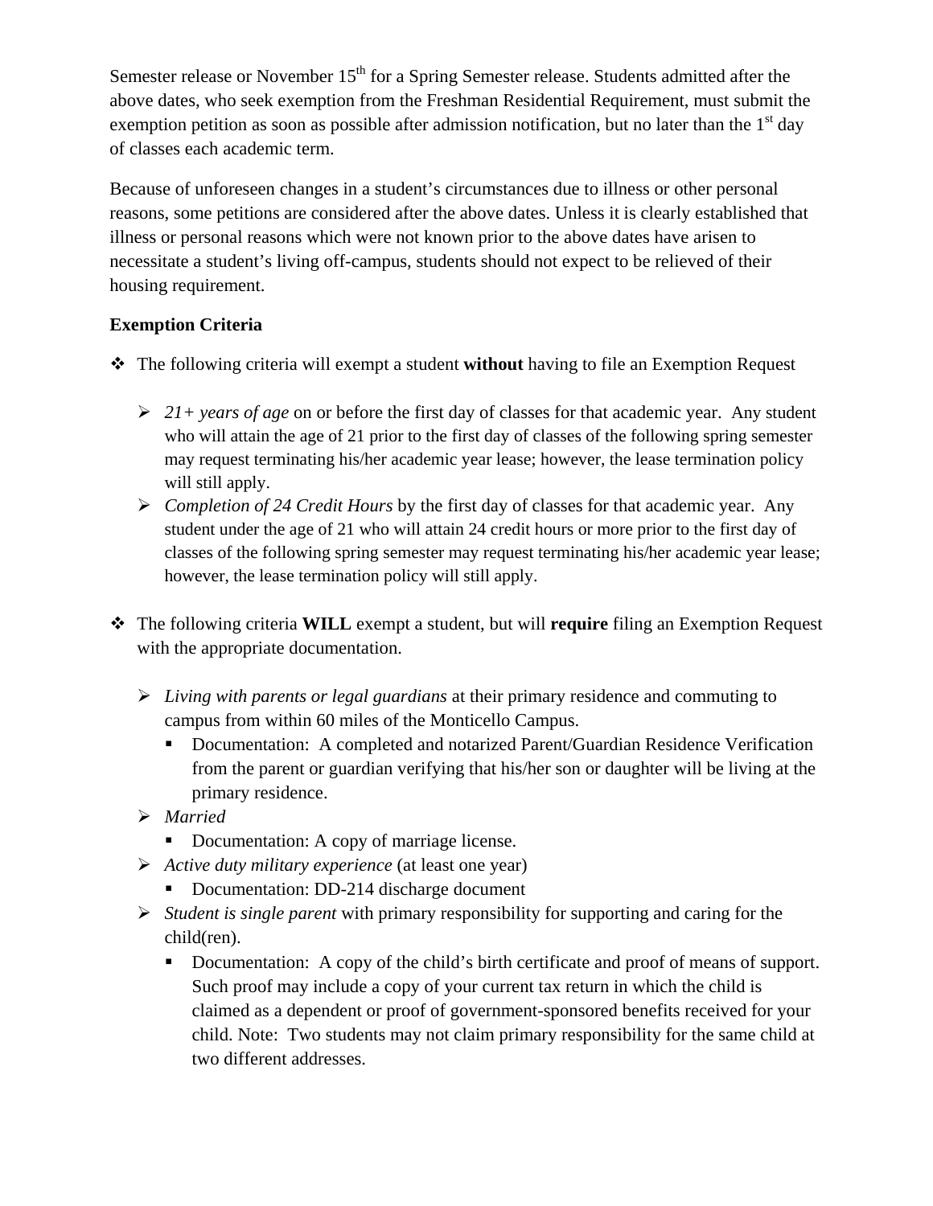Semester release or November 15th for a Spring Semester release. Students admitted after the above dates, who seek exemption from the Freshman Residential Requirement, must submit the exemption petition as soon as possible after admission notification, but no later than the 1st day of classes each academic term.

Because of unforeseen changes in a student's circumstances due to illness or other personal reasons, some petitions are considered after the above dates. Unless it is clearly established that illness or personal reasons which were not known prior to the above dates have arisen to necessitate a student's living off-campus, students should not expect to be relieved of their housing requirement.

**Exemption Criteria**

- The following criteria will exempt a student **without** having to file an Exemption Request
  - *21+ years of age* on or before the first day of classes for that academic year. Any student who will attain the age of 21 prior to the first day of classes of the following spring semester may request terminating his/her academic year lease; however, the lease termination policy will still apply.
  - *Completion of 24 Credit Hours* by the first day of classes for that academic year. Any student under the age of 21 who will attain 24 credit hours or more prior to the first day of classes of the following spring semester may request terminating his/her academic year lease; however, the lease termination policy will still apply.

- The following criteria **WILL** exempt a student, but will **require** filing an Exemption Request with the appropriate documentation.
  - *Living with parents or legal guardians* at their primary residence and commuting to campus from within 60 miles of the Monticello Campus.
    - Documentation: A completed and notarized Parent/Guardian Residence Verification from the parent or guardian verifying that his/her son or daughter will be living at the primary residence.
  - *Married*
    - Documentation: A copy of marriage license.
  - *Active duty military experience* (at least one year)
    - Documentation: DD-214 discharge document
  - *Student is single parent* with primary responsibility for supporting and caring for the child(ren).
    - Documentation: A copy of the child's birth certificate and proof of means of support. Such proof may include a copy of your current tax return in which the child is claimed as a dependent or proof of government-sponsored benefits received for your child. Note: Two students may not claim primary responsibility for the same child at two different addresses.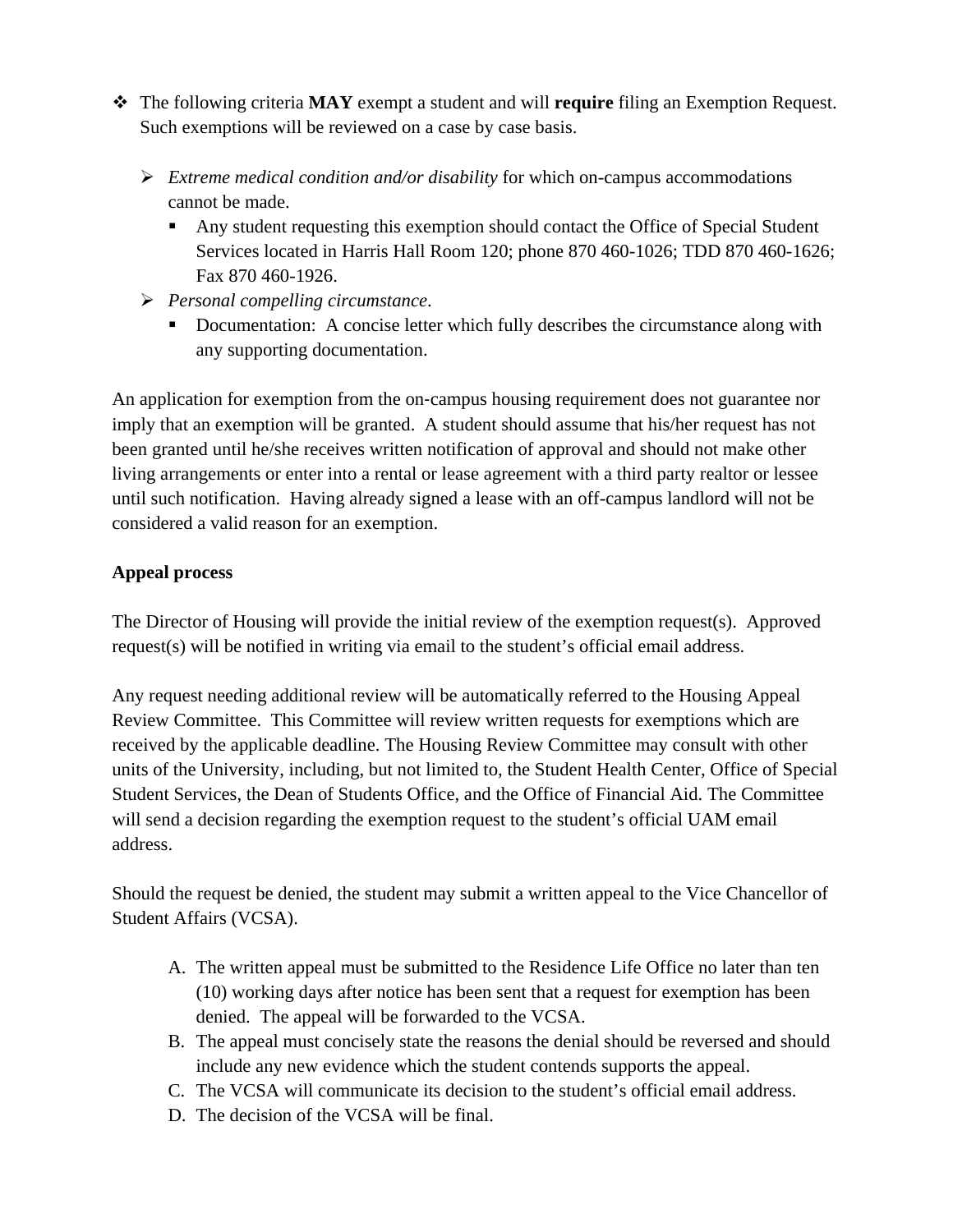- The following criteria **MAY** exempt a student and will **require** filing an Exemption Request. Such exemptions will be reviewed on a case by case basis.
  - *Extreme medical condition and/or disability* for which on-campus accommodations cannot be made.
    - Any student requesting this exemption should contact the Office of Special Student Services located in Harris Hall Room 120; phone 870 460-1026; TDD 870 460-1626; Fax 870 460-1926.
  - *Personal compelling circumstance*.
    - Documentation: A concise letter which fully describes the circumstance along with any supporting documentation.

An application for exemption from the on-campus housing requirement does not guarantee nor imply that an exemption will be granted. A student should assume that his/her request has not been granted until he/she receives written notification of approval and should not make other living arrangements or enter into a rental or lease agreement with a third party realtor or lessee until such notification. Having already signed a lease with an off-campus landlord will not be considered a valid reason for an exemption.

**Appeal process**

The Director of Housing will provide the initial review of the exemption request(s). Approved request(s) will be notified in writing via email to the student's official email address.

Any request needing additional review will be automatically referred to the Housing Appeal Review Committee. This Committee will review written requests for exemptions which are received by the applicable deadline. The Housing Review Committee may consult with other units of the University, including, but not limited to, the Student Health Center, Office of Special Student Services, the Dean of Students Office, and the Office of Financial Aid. The Committee will send a decision regarding the exemption request to the student's official UAM email address.

Should the request be denied, the student may submit a written appeal to the Vice Chancellor of Student Affairs (VCSA).

A. The written appeal must be submitted to the Residence Life Office no later than ten (10) working days after notice has been sent that a request for exemption has been denied. The appeal will be forwarded to the VCSA.
B. The appeal must concisely state the reasons the denial should be reversed and should include any new evidence which the student contends supports the appeal.
C. The VCSA will communicate its decision to the student's official email address.
D. The decision of the VCSA will be final.